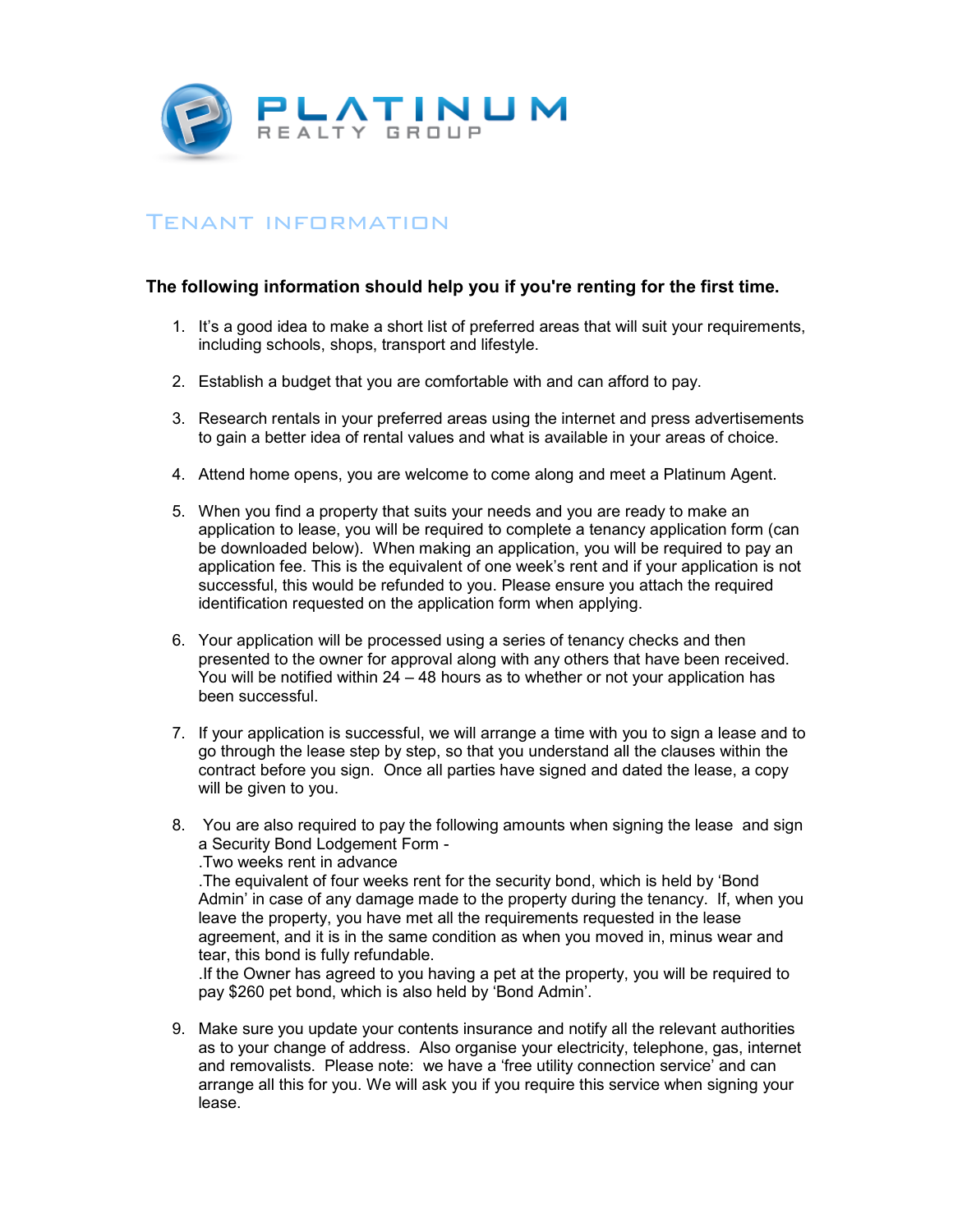# PLATINUM REALTY GROUP

## Tenant information

**The following information should help you if you're renting for the first time.**

1. It's a good idea to make a short list of preferred areas that will suit your requirements, including schools, shops, transport and lifestyle.

2. Establish a budget that you are comfortable with and can afford to pay.

3. Research rentals in your preferred areas using the internet and press advertisements to gain a better idea of rental values and what is available in your areas of choice.

4. Attend home opens, you are welcome to come along and meet a Platinum Agent.

5. When you find a property that suits your needs and you are ready to make an application to lease, you will be required to complete a tenancy application form (can be downloaded below). When making an application, you will be required to pay an application fee. This is the equivalent of one week's rent and if your application is not successful, this would be refunded to you. Please ensure you attach the required identification requested on the application form when applying.

6. Your application will be processed using a series of tenancy checks and then presented to the owner for approval along with any others that have been received. You will be notified within 24 – 48 hours as to whether or not your application has been successful.

7. If your application is successful, we will arrange a time with you to sign a lease and to go through the lease step by step, so that you understand all the clauses within the contract before you sign. Once all parties have signed and dated the lease, a copy will be given to you.

8. You are also required to pay the following amounts when signing the lease and sign a Security Bond Lodgement Form -
   .Two weeks rent in advance
   .The equivalent of four weeks rent for the security bond, which is held by 'Bond Admin' in case of any damage made to the property during the tenancy. If, when you leave the property, you have met all the requirements requested in the lease agreement, and it is in the same condition as when you moved in, minus wear and tear, this bond is fully refundable.
   .If the Owner has agreed to you having a pet at the property, you will be required to pay $260 pet bond, which is also held by 'Bond Admin'.

9. Make sure you update your contents insurance and notify all the relevant authorities as to your change of address. Also organise your electricity, telephone, gas, internet and removalists. Please note: we have a 'free utility connection service' and can arrange all this for you. We will ask you if you require this service when signing your lease.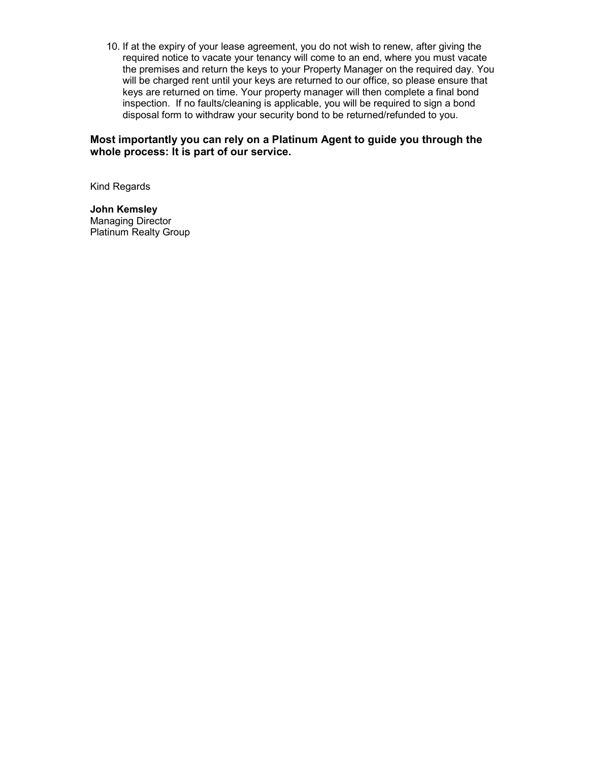10. If at the expiry of your lease agreement, you do not wish to renew, after giving the required notice to vacate your tenancy will come to an end, where you must vacate the premises and return the keys to your Property Manager on the required day. You will be charged rent until your keys are returned to our office, so please ensure that keys are returned on time. Your property manager will then complete a final bond inspection. If no faults/cleaning is applicable, you will be required to sign a bond disposal form to withdraw your security bond to be returned/refunded to you.

**Most importantly you can rely on a Platinum Agent to guide you through the whole process: It is part of our service.**

Kind Regards

**John Kemsley**
Managing Director
Platinum Realty Group